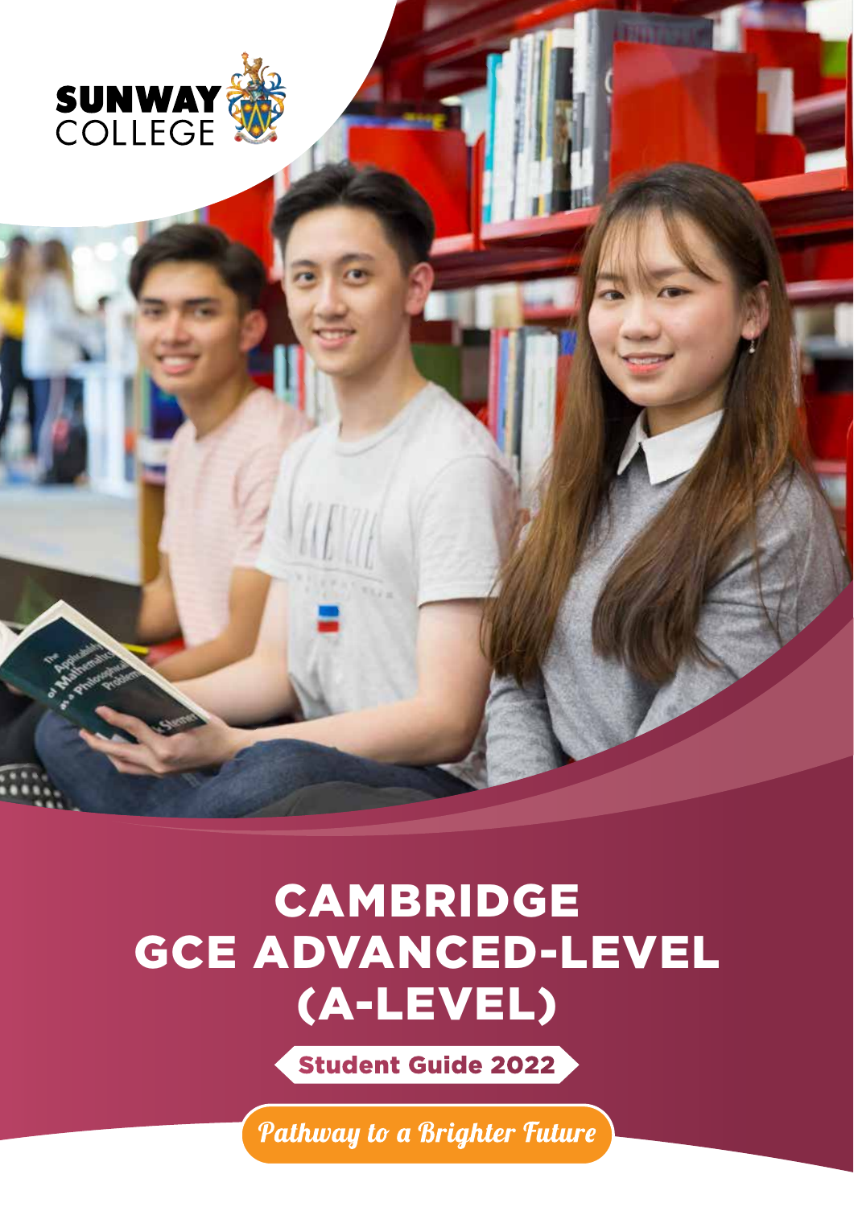SUNWAY COLLEGE

# CAMBRIDGE GCE ADVANCED-LEVEL (A-LEVEL)

## Student Guide 2022

*Pathway to a Brighter Future*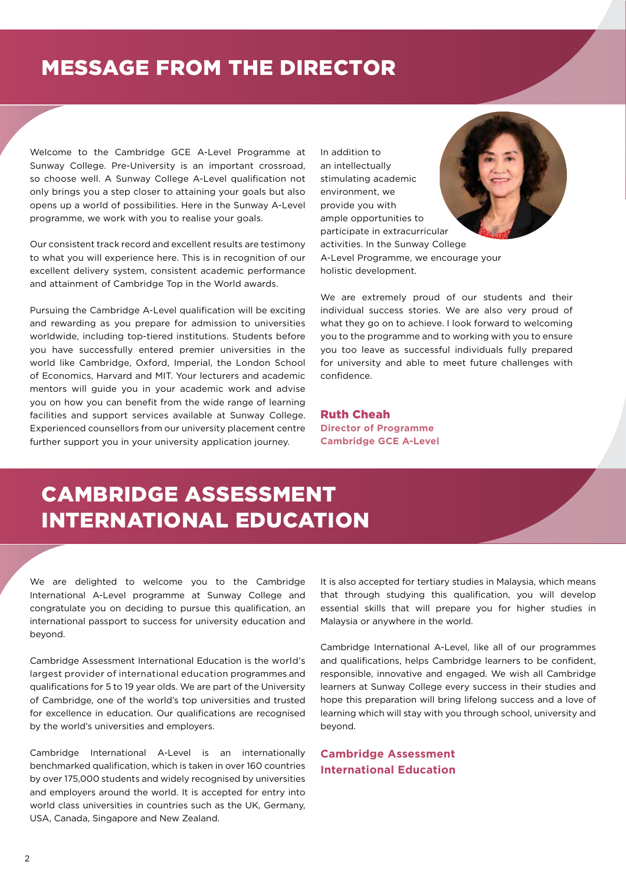# MESSAGE FROM THE DIRECTOR

Welcome to the Cambridge GCE A-Level Programme at Sunway College. Pre-University is an important crossroad, so choose well. A Sunway College A-Level qualification not only brings you a step closer to attaining your goals but also opens up a world of possibilities. Here in the Sunway A-Level programme, we work with you to realise your goals.

Our consistent track record and excellent results are testimony to what you will experience here. This is in recognition of our excellent delivery system, consistent academic performance and attainment of Cambridge Top in the World awards.

Pursuing the Cambridge A-Level qualification will be exciting and rewarding as you prepare for admission to universities worldwide, including top-tiered institutions. Students before you have successfully entered premier universities in the world like Cambridge, Oxford, Imperial, the London School of Economics, Harvard and MIT. Your lecturers and academic mentors will guide you in your academic work and advise you on how you can benefit from the wide range of learning facilities and support services available at Sunway College. Experienced counsellors from our university placement centre further support you in your university application journey.

In addition to an intellectually stimulating academic environment, we provide you with ample opportunities to participate in extracurricular activities. In the Sunway College A-Level Programme, we encourage your holistic development.

We are extremely proud of our students and their individual success stories. We are also very proud of what they go on to achieve. I look forward to welcoming you to the programme and to working with you to ensure you too leave as successful individuals fully prepared for university and able to meet future challenges with confidence.

**Ruth Cheah**
**Director of Programme**
**Cambridge GCE A-Level**

# CAMBRIDGE ASSESSMENT INTERNATIONAL EDUCATION

We are delighted to welcome you to the Cambridge International A-Level programme at Sunway College and congratulate you on deciding to pursue this qualification, an international passport to success for university education and beyond.

Cambridge Assessment International Education is the world's largest provider of international education programmes and qualifications for 5 to 19 year olds. We are part of the University of Cambridge, one of the world's top universities and trusted for excellence in education. Our qualifications are recognised by the world's universities and employers.

Cambridge International A-Level is an internationally benchmarked qualification, which is taken in over 160 countries by over 175,000 students and widely recognised by universities and employers around the world. It is accepted for entry into world class universities in countries such as the UK, Germany, USA, Canada, Singapore and New Zealand.

It is also accepted for tertiary studies in Malaysia, which means that through studying this qualification, you will develop essential skills that will prepare you for higher studies in Malaysia or anywhere in the world.

Cambridge International A-Level, like all of our programmes and qualifications, helps Cambridge learners to be confident, responsible, innovative and engaged. We wish all Cambridge learners at Sunway College every success in their studies and hope this preparation will bring lifelong success and a love of learning which will stay with you through school, university and beyond.

**Cambridge Assessment International Education**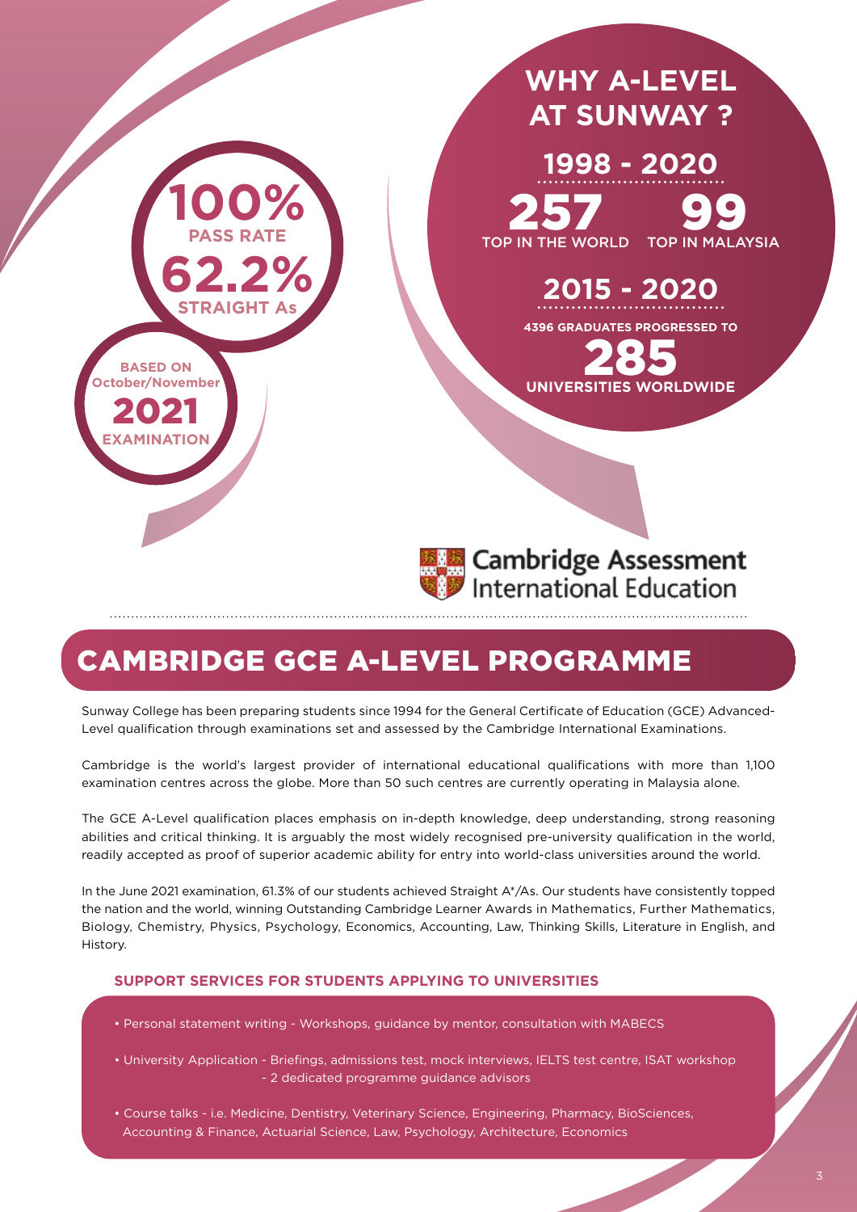**100%**
**PASS RATE**

**62.2%**
**STRAIGHT As**

**BASED ON October/November 2021 EXAMINATION**

## WHY A-LEVEL AT SUNWAY ?

**1998 - 2020**

**257** TOP IN THE WORLD

**99** TOP IN MALAYSIA

**2015 - 2020**

**4396 GRADUATES PROGRESSED TO**

**285**
**UNIVERSITIES WORLDWIDE**

Cambridge Assessment International Education

# CAMBRIDGE GCE A-LEVEL PROGRAMME

Sunway College has been preparing students since 1994 for the General Certificate of Education (GCE) Advanced-Level qualification through examinations set and assessed by the Cambridge International Examinations.

Cambridge is the world's largest provider of international educational qualifications with more than 1,100 examination centres across the globe. More than 50 such centres are currently operating in Malaysia alone.

The GCE A-Level qualification places emphasis on in-depth knowledge, deep understanding, strong reasoning abilities and critical thinking. It is arguably the most widely recognised pre-university qualification in the world, readily accepted as proof of superior academic ability for entry into world-class universities around the world.

In the June 2021 examination, 61.3% of our students achieved Straight A*/As. Our students have consistently topped the nation and the world, winning Outstanding Cambridge Learner Awards in Mathematics, Further Mathematics, Biology, Chemistry, Physics, Psychology, Economics, Accounting, Law, Thinking Skills, Literature in English, and History.

### SUPPORT SERVICES FOR STUDENTS APPLYING TO UNIVERSITIES

- Personal statement writing - Workshops, guidance by mentor, consultation with MABECS
- University Application - Briefings, admissions test, mock interviews, IELTS test centre, ISAT workshop - 2 dedicated programme guidance advisors
- Course talks - i.e. Medicine, Dentistry, Veterinary Science, Engineering, Pharmacy, BioSciences, Accounting & Finance, Actuarial Science, Law, Psychology, Architecture, Economics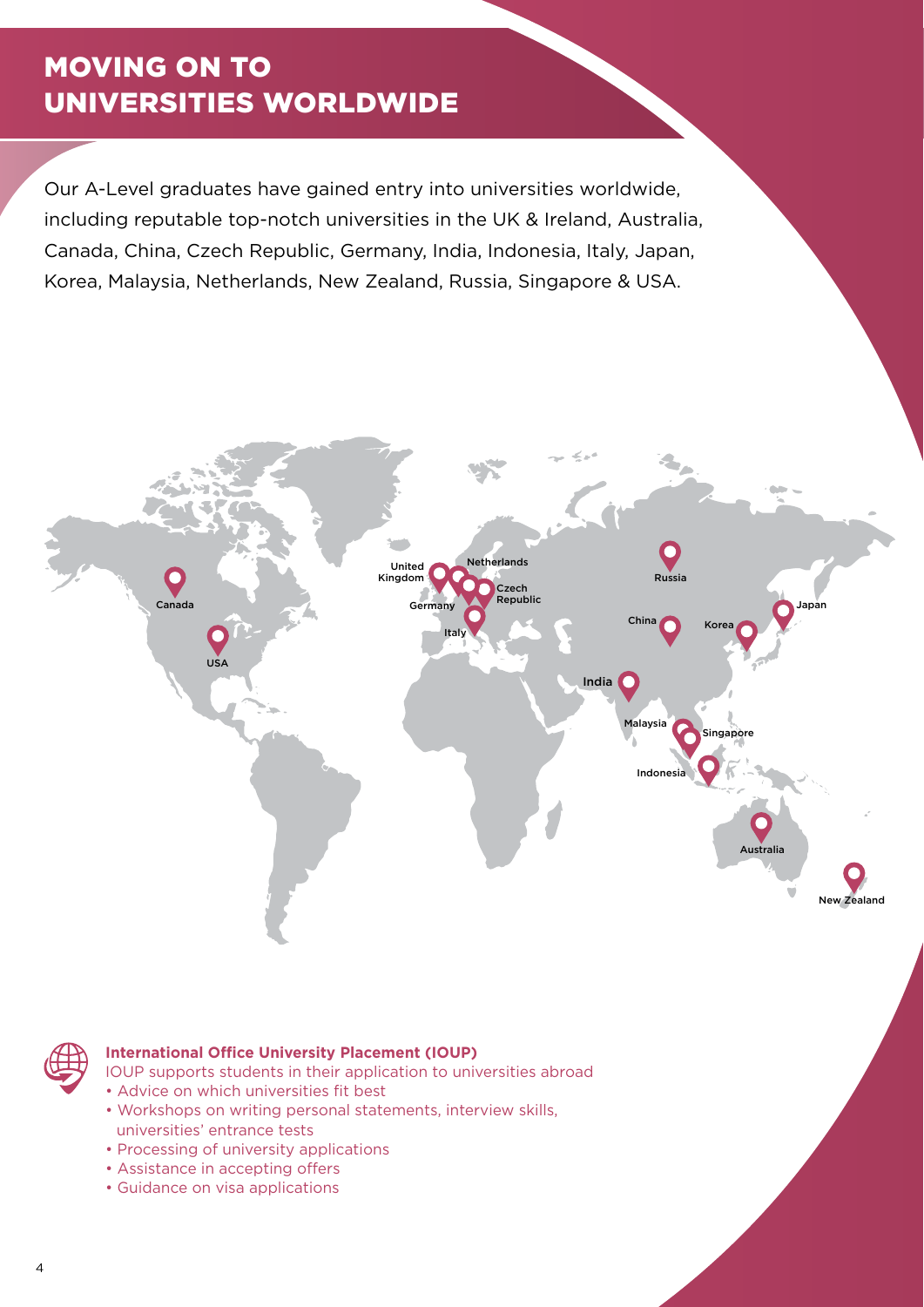# MOVING ON TO UNIVERSITIES WORLDWIDE

Our A-Level graduates have gained entry into universities worldwide, including reputable top-notch universities in the UK & Ireland, Australia, Canada, China, Czech Republic, Germany, India, Indonesia, Italy, Japan, Korea, Malaysia, Netherlands, New Zealand, Russia, Singapore & USA.

Canada
USA
United Kingdom
Netherlands
Germany
Czech Republic
Italy
Russia
China
Korea
Japan
India
Malaysia
Singapore
Indonesia
Australia
New Zealand

**International Office University Placement (IOUP)**

IOUP supports students in their application to universities abroad

- Advice on which universities fit best
- Workshops on writing personal statements, interview skills, universities' entrance tests
- Processing of university applications
- Assistance in accepting offers
- Guidance on visa applications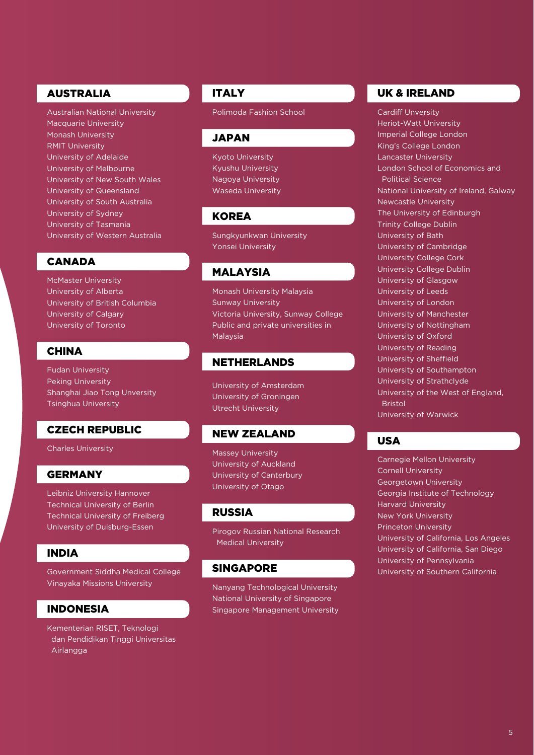## AUSTRALIA

Australian National University
Macquarie University
Monash University
RMIT University
University of Adelaide
University of Melbourne
University of New South Wales
University of Queensland
University of South Australia
University of Sydney
University of Tasmania
University of Western Australia

## CANADA

McMaster University
University of Alberta
University of British Columbia
University of Calgary
University of Toronto

## CHINA

Fudan University
Peking University
Shanghai Jiao Tong Unversity
Tsinghua University

## CZECH REPUBLIC

Charles University

## GERMANY

Leibniz University Hannover
Technical University of Berlin
Technical University of Freiberg
University of Duisburg-Essen

## INDIA

Government Siddha Medical College
Vinayaka Missions University

## INDONESIA

Kementerian RISET, Teknologi dan Pendidikan Tinggi Universitas Airlangga

## ITALY

Polimoda Fashion School

## JAPAN

Kyoto University
Kyushu University
Nagoya University
Waseda University

## KOREA

Sungkyunkwan University
Yonsei University

## MALAYSIA

Monash University Malaysia
Sunway University
Victoria University, Sunway College
Public and private universities in Malaysia

## NETHERLANDS

University of Amsterdam
University of Groningen
Utrecht University

## NEW ZEALAND

Massey University
University of Auckland
University of Canterbury
University of Otago

## RUSSIA

Pirogov Russian National Research Medical University

## SINGAPORE

Nanyang Technological University
National University of Singapore
Singapore Management University

## UK & IRELAND

Cardiff Unversity
Heriot-Watt University
Imperial College London
King's College London
Lancaster University
London School of Economics and Political Science
National University of Ireland, Galway
Newcastle University
The University of Edinburgh
Trinity College Dublin
University of Bath
University of Cambridge
University College Cork
University College Dublin
University of Glasgow
University of Leeds
University of London
University of Manchester
University of Nottingham
University of Oxford
University of Reading
University of Sheffield
University of Southampton
University of Strathclyde
University of the West of England, Bristol
University of Warwick

## USA

Carnegie Mellon University
Cornell University
Georgetown University
Georgia Institute of Technology
Harvard University
New York University
Princeton University
University of California, Los Angeles
University of California, San Diego
University of Pennsylvania
University of Southern California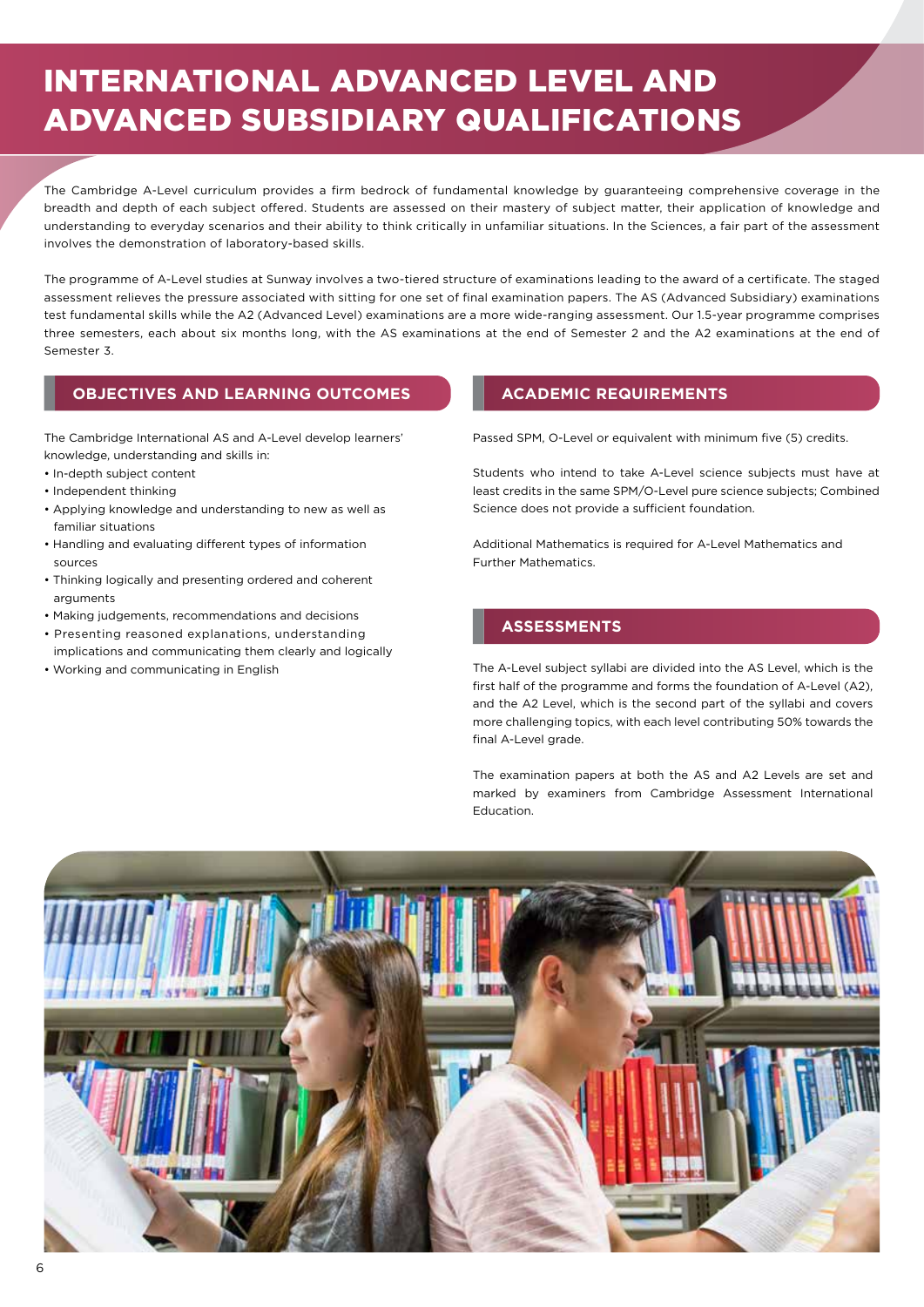# INTERNATIONAL ADVANCED LEVEL AND ADVANCED SUBSIDIARY QUALIFICATIONS

The Cambridge A-Level curriculum provides a firm bedrock of fundamental knowledge by guaranteeing comprehensive coverage in the breadth and depth of each subject offered. Students are assessed on their mastery of subject matter, their application of knowledge and understanding to everyday scenarios and their ability to think critically in unfamiliar situations. In the Sciences, a fair part of the assessment involves the demonstration of laboratory-based skills.

The programme of A-Level studies at Sunway involves a two-tiered structure of examinations leading to the award of a certificate. The staged assessment relieves the pressure associated with sitting for one set of final examination papers. The AS (Advanced Subsidiary) examinations test fundamental skills while the A2 (Advanced Level) examinations are a more wide-ranging assessment. Our 1.5-year programme comprises three semesters, each about six months long, with the AS examinations at the end of Semester 2 and the A2 examinations at the end of Semester 3.

## OBJECTIVES AND LEARNING OUTCOMES

The Cambridge International AS and A-Level develop learners' knowledge, understanding and skills in:

- In-depth subject content
- Independent thinking
- Applying knowledge and understanding to new as well as familiar situations
- Handling and evaluating different types of information sources
- Thinking logically and presenting ordered and coherent arguments
- Making judgements, recommendations and decisions
- Presenting reasoned explanations, understanding implications and communicating them clearly and logically
- Working and communicating in English

## ACADEMIC REQUIREMENTS

Passed SPM, O-Level or equivalent with minimum five (5) credits.

Students who intend to take A-Level science subjects must have at least credits in the same SPM/O-Level pure science subjects; Combined Science does not provide a sufficient foundation.

Additional Mathematics is required for A-Level Mathematics and Further Mathematics.

## ASSESSMENTS

The A-Level subject syllabi are divided into the AS Level, which is the first half of the programme and forms the foundation of A-Level (A2), and the A2 Level, which is the second part of the syllabi and covers more challenging topics, with each level contributing 50% towards the final A-Level grade.

The examination papers at both the AS and A2 Levels are set and marked by examiners from Cambridge Assessment International Education.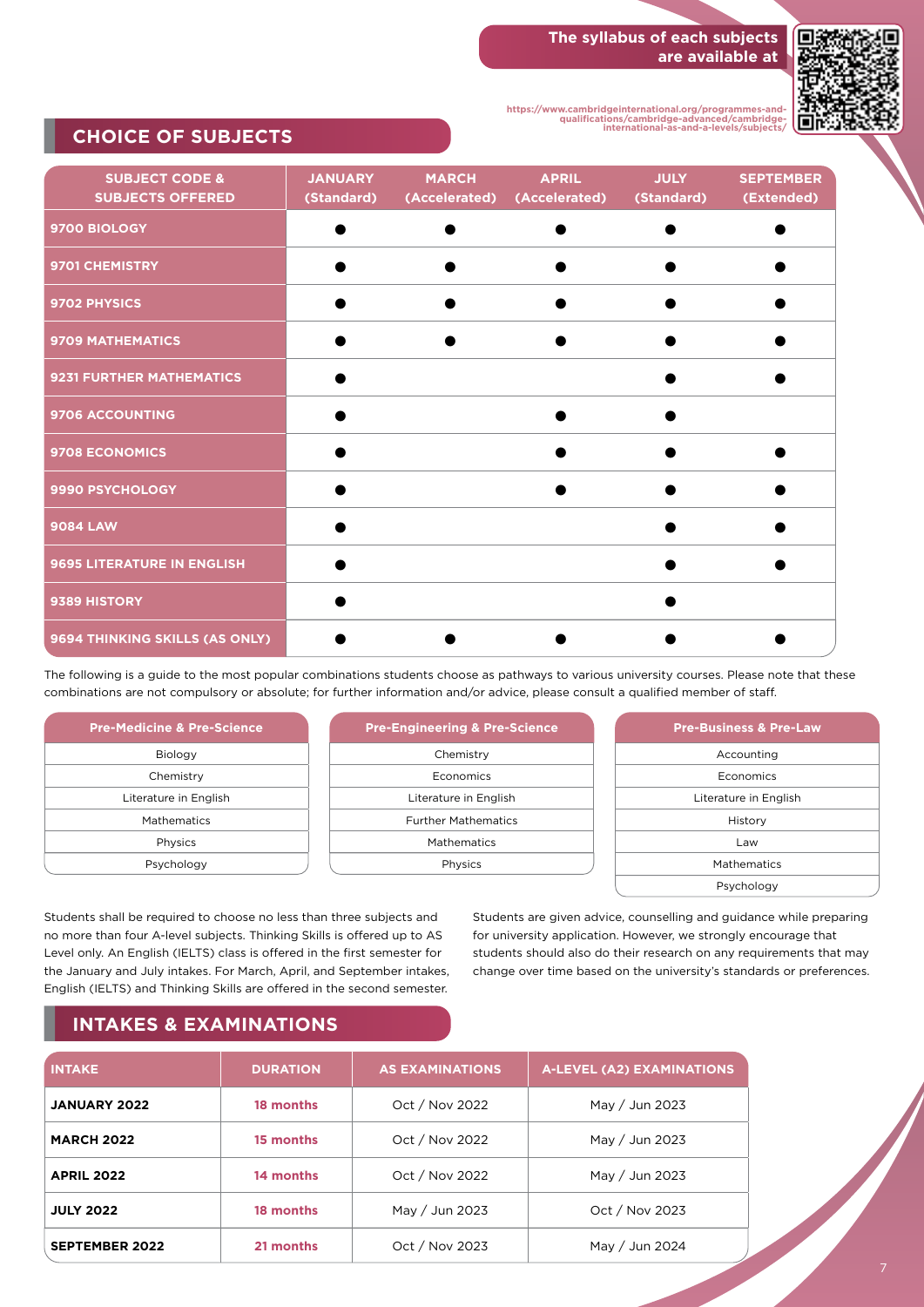The syllabus of each subjects are available at

https://www.cambridgeinternational.org/programmes-and-qualifications/cambridge-advanced/cambridge-international-as-and-a-levels/subjects/

## CHOICE OF SUBJECTS

| SUBJECT CODE & SUBJECTS OFFERED | JANUARY (Standard) | MARCH (Accelerated) | APRIL (Accelerated) | JULY (Standard) | SEPTEMBER (Extended) |
|---|---|---|---|---|---|
| 9700 BIOLOGY | ● | ● | ● | ● | ● |
| 9701 CHEMISTRY | ● | ● | ● | ● | ● |
| 9702 PHYSICS | ● | ● | ● | ● | ● |
| 9709 MATHEMATICS | ● | ● | ● | ● | ● |
| 9231 FURTHER MATHEMATICS | ● | | | ● | ● |
| 9706 ACCOUNTING | ● | | ● | ● | |
| 9708 ECONOMICS | ● | | ● | ● | ● |
| 9990 PSYCHOLOGY | ● | | ● | ● | ● |
| 9084 LAW | ● | | | ● | ● |
| 9695 LITERATURE IN ENGLISH | ● | | | ● | ● |
| 9389 HISTORY | ● | | | ● | |
| 9694 THINKING SKILLS (AS ONLY) | ● | ● | ● | ● | ● |

The following is a guide to the most popular combinations students choose as pathways to various university courses. Please note that these combinations are not compulsory or absolute; for further information and/or advice, please consult a qualified member of staff.

| Pre-Medicine & Pre-Science |
|---|
| Biology |
| Chemistry |
| Literature in English |
| Mathematics |
| Physics |
| Psychology |

| Pre-Engineering & Pre-Science |
|---|
| Chemistry |
| Economics |
| Literature in English |
| Further Mathematics |
| Mathematics |
| Physics |

| Pre-Business & Pre-Law |
|---|
| Accounting |
| Economics |
| Literature in English |
| History |
| Law |
| Mathematics |
| Psychology |

Students shall be required to choose no less than three subjects and no more than four A-level subjects. Thinking Skills is offered up to AS Level only. An English (IELTS) class is offered in the first semester for the January and July intakes. For March, April, and September intakes, English (IELTS) and Thinking Skills are offered in the second semester.

Students are given advice, counselling and guidance while preparing for university application. However, we strongly encourage that students should also do their research on any requirements that may change over time based on the university's standards or preferences.

## INTAKES & EXAMINATIONS

| INTAKE | DURATION | AS EXAMINATIONS | A-LEVEL (A2) EXAMINATIONS |
|---|---|---|---|
| JANUARY 2022 | 18 months | Oct / Nov 2022 | May / Jun 2023 |
| MARCH 2022 | 15 months | Oct / Nov 2022 | May / Jun 2023 |
| APRIL 2022 | 14 months | Oct / Nov 2022 | May / Jun 2023 |
| JULY 2022 | 18 months | May / Jun 2023 | Oct / Nov 2023 |
| SEPTEMBER 2022 | 21 months | Oct / Nov 2023 | May / Jun 2024 |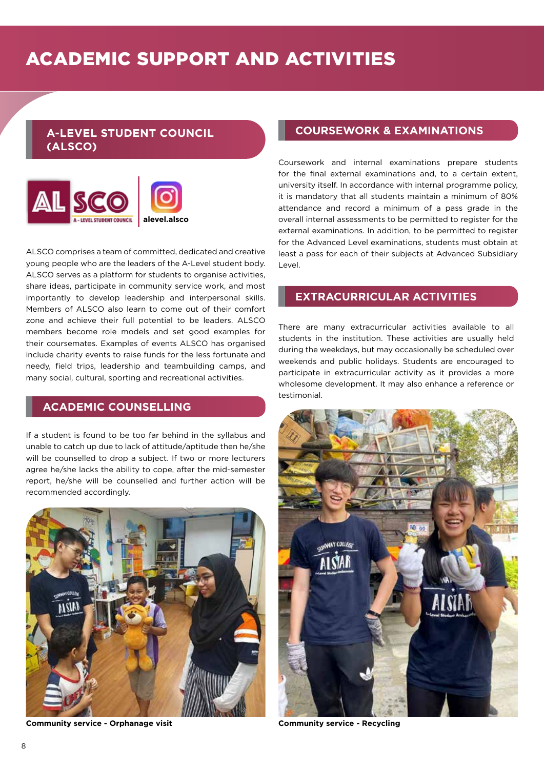# ACADEMIC SUPPORT AND ACTIVITIES

## A-LEVEL STUDENT COUNCIL (ALSCO)

alevel.alsco

ALSCO comprises a team of committed, dedicated and creative young people who are the leaders of the A-Level student body. ALSCO serves as a platform for students to organise activities, share ideas, participate in community service work, and most importantly to develop leadership and interpersonal skills. Members of ALSCO also learn to come out of their comfort zone and achieve their full potential to be leaders. ALSCO members become role models and set good examples for their coursemates. Examples of events ALSCO has organised include charity events to raise funds for the less fortunate and needy, field trips, leadership and teambuilding camps, and many social, cultural, sporting and recreational activities.

## ACADEMIC COUNSELLING

If a student is found to be too far behind in the syllabus and unable to catch up due to lack of attitude/aptitude then he/she will be counselled to drop a subject. If two or more lecturers agree he/she lacks the ability to cope, after the mid-semester report, he/she will be counselled and further action will be recommended accordingly.

**Community service - Orphanage visit**

## COURSEWORK & EXAMINATIONS

Coursework and internal examinations prepare students for the final external examinations and, to a certain extent, university itself. In accordance with internal programme policy, it is mandatory that all students maintain a minimum of 80% attendance and record a minimum of a pass grade in the overall internal assessments to be permitted to register for the external examinations. In addition, to be permitted to register for the Advanced Level examinations, students must obtain at least a pass for each of their subjects at Advanced Subsidiary Level.

## EXTRACURRICULAR ACTIVITIES

There are many extracurricular activities available to all students in the institution. These activities are usually held during the weekdays, but may occasionally be scheduled over weekends and public holidays. Students are encouraged to participate in extracurricular activity as it provides a more wholesome development. It may also enhance a reference or testimonial.

**Community service - Recycling**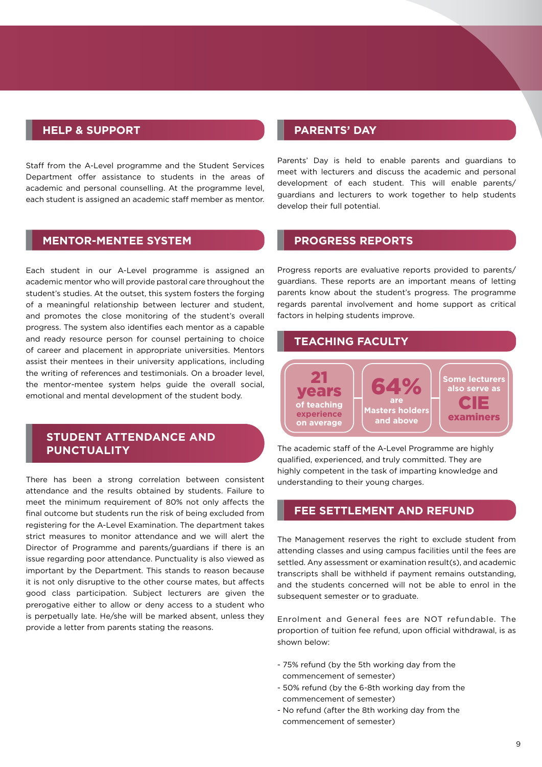## HELP & SUPPORT

Staff from the A-Level programme and the Student Services Department offer assistance to students in the areas of academic and personal counselling. At the programme level, each student is assigned an academic staff member as mentor.

## MENTOR-MENTEE SYSTEM

Each student in our A-Level programme is assigned an academic mentor who will provide pastoral care throughout the student's studies. At the outset, this system fosters the forging of a meaningful relationship between lecturer and student, and promotes the close monitoring of the student's overall progress. The system also identifies each mentor as a capable and ready resource person for counsel pertaining to choice of career and placement in appropriate universities. Mentors assist their mentees in their university applications, including the writing of references and testimonials. On a broader level, the mentor-mentee system helps guide the overall social, emotional and mental development of the student body.

## STUDENT ATTENDANCE AND PUNCTUALITY

There has been a strong correlation between consistent attendance and the results obtained by students. Failure to meet the minimum requirement of 80% not only affects the final outcome but students run the risk of being excluded from registering for the A-Level Examination. The department takes strict measures to monitor attendance and we will alert the Director of Programme and parents/guardians if there is an issue regarding poor attendance. Punctuality is also viewed as important by the Department. This stands to reason because it is not only disruptive to the other course mates, but affects good class participation. Subject lecturers are given the prerogative either to allow or deny access to a student who is perpetually late. He/she will be marked absent, unless they provide a letter from parents stating the reasons.

## PARENTS' DAY

Parents' Day is held to enable parents and guardians to meet with lecturers and discuss the academic and personal development of each student. This will enable parents/guardians and lecturers to work together to help students develop their full potential.

## PROGRESS REPORTS

Progress reports are evaluative reports provided to parents/guardians. These reports are an important means of letting parents know about the student's progress. The programme regards parental involvement and home support as critical factors in helping students improve.

## TEACHING FACULTY

- **21 years** of teaching experience on average
- **64%** are Masters holders and above
- Some lecturers also serve as **CIE examiners**

The academic staff of the A-Level Programme are highly qualified, experienced, and truly committed. They are highly competent in the task of imparting knowledge and understanding to their young charges.

## FEE SETTLEMENT AND REFUND

The Management reserves the right to exclude student from attending classes and using campus facilities until the fees are settled. Any assessment or examination result(s), and academic transcripts shall be withheld if payment remains outstanding, and the students concerned will not be able to enrol in the subsequent semester or to graduate.

Enrolment and General fees are NOT refundable. The proportion of tuition fee refund, upon official withdrawal, is as shown below:

- 75% refund (by the 5th working day from the commencement of semester)
- 50% refund (by the 6-8th working day from the commencement of semester)
- No refund (after the 8th working day from the commencement of semester)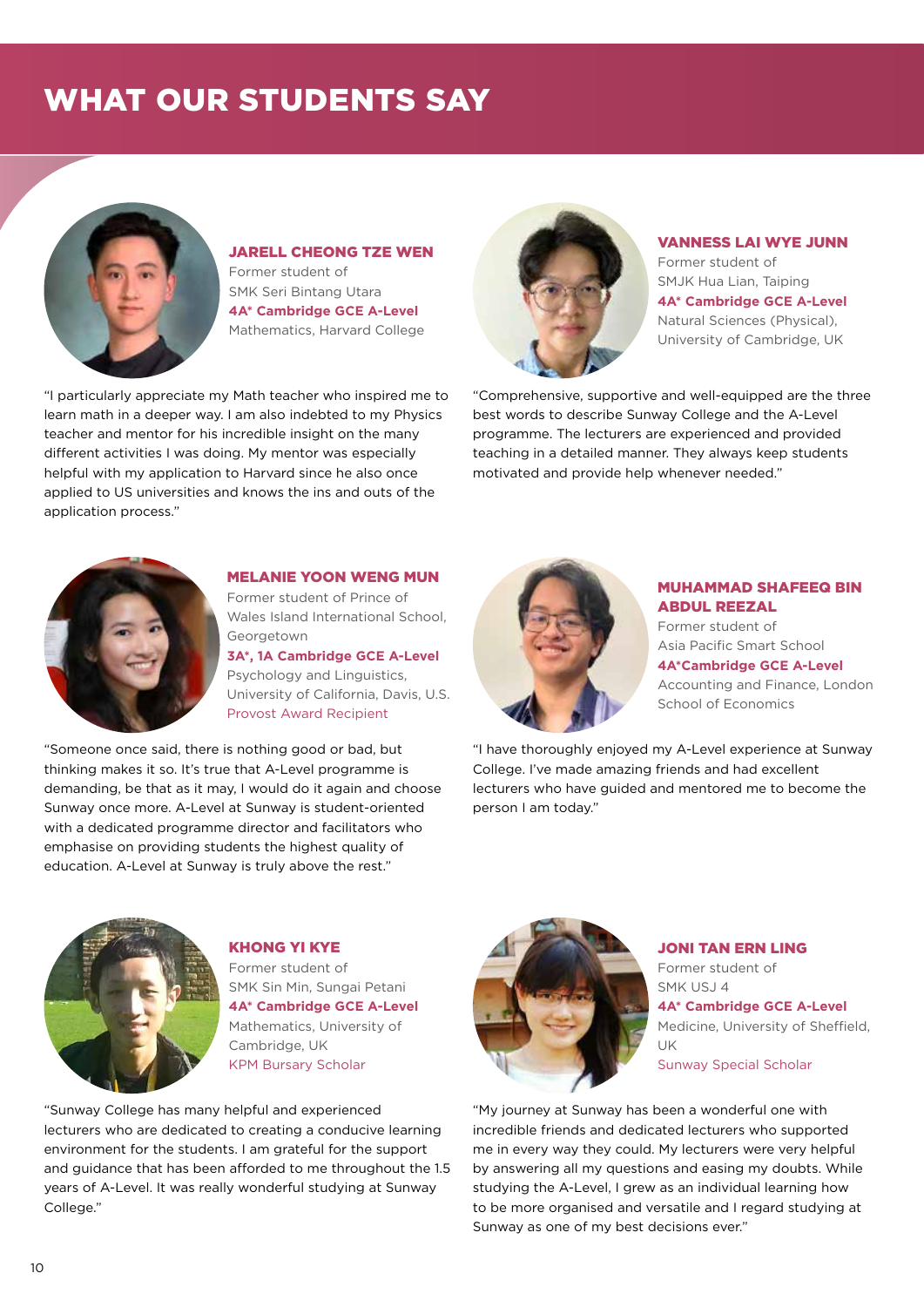# WHAT OUR STUDENTS SAY

### JARELL CHEONG TZE WEN

Former student of SMK Seri Bintang Utara

**4A* Cambridge GCE A-Level**

Mathematics, Harvard College

"I particularly appreciate my Math teacher who inspired me to learn math in a deeper way. I am also indebted to my Physics teacher and mentor for his incredible insight on the many different activities I was doing. My mentor was especially helpful with my application to Harvard since he also once applied to US universities and knows the ins and outs of the application process."

### VANNESS LAI WYE JUNN

Former student of SMJK Hua Lian, Taiping

**4A* Cambridge GCE A-Level**

Natural Sciences (Physical), University of Cambridge, UK

"Comprehensive, supportive and well-equipped are the three best words to describe Sunway College and the A-Level programme. The lecturers are experienced and provided teaching in a detailed manner. They always keep students motivated and provide help whenever needed."

### MELANIE YOON WENG MUN

Former student of Prince of Wales Island International School, Georgetown

**3A*, 1A Cambridge GCE A-Level**

Psychology and Linguistics, University of California, Davis, U.S.

Provost Award Recipient

"Someone once said, there is nothing good or bad, but thinking makes it so. It's true that A-Level programme is demanding, be that as it may, I would do it again and choose Sunway once more. A-Level at Sunway is student-oriented with a dedicated programme director and facilitators who emphasise on providing students the highest quality of education. A-Level at Sunway is truly above the rest."

### MUHAMMAD SHAFEEQ BIN ABDUL REEZAL

Former student of Asia Pacific Smart School

**4A*Cambridge GCE A-Level**

Accounting and Finance, London School of Economics

"I have thoroughly enjoyed my A-Level experience at Sunway College. I've made amazing friends and had excellent lecturers who have guided and mentored me to become the person I am today."

### KHONG YI KYE

Former student of SMK Sin Min, Sungai Petani

**4A* Cambridge GCE A-Level**

Mathematics, University of Cambridge, UK

KPM Bursary Scholar

"Sunway College has many helpful and experienced lecturers who are dedicated to creating a conducive learning environment for the students. I am grateful for the support and guidance that has been afforded to me throughout the 1.5 years of A-Level. It was really wonderful studying at Sunway College."

### JONI TAN ERN LING

Former student of SMK USJ 4

**4A* Cambridge GCE A-Level**

Medicine, University of Sheffield, UK

Sunway Special Scholar

"My journey at Sunway has been a wonderful one with incredible friends and dedicated lecturers who supported me in every way they could. My lecturers were very helpful by answering all my questions and easing my doubts. While studying the A-Level, I grew as an individual learning how to be more organised and versatile and I regard studying at Sunway as one of my best decisions ever."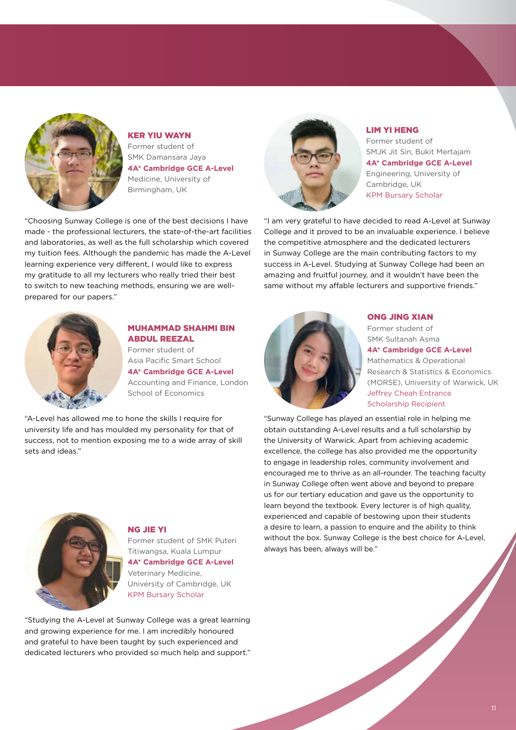### KER YIU WAYN

Former student of SMK Damansara Jaya

**4A* Cambridge GCE A-Level**

Medicine, University of Birmingham, UK

"Choosing Sunway College is one of the best decisions I have made - the professional lecturers, the state-of-the-art facilities and laboratories, as well as the full scholarship which covered my tuition fees. Although the pandemic has made the A-Level learning experience very different, I would like to express my gratitude to all my lecturers who really tried their best to switch to new teaching methods, ensuring we are well-prepared for our papers."

### MUHAMMAD SHAHMI BIN ABDUL REEZAL

Former student of Asia Pacific Smart School

**4A* Cambridge GCE A-Level**

Accounting and Finance, London School of Economics

"A-Level has allowed me to hone the skills I require for university life and has moulded my personality for that of success, not to mention exposing me to a wide array of skill sets and ideas."

### NG JIE YI

Former student of SMK Puteri Titiwangsa, Kuala Lumpur

**4A* Cambridge GCE A-Level**

Veterinary Medicine, University of Cambridge, UK

KPM Bursary Scholar

"Studying the A-Level at Sunway College was a great learning and growing experience for me. I am incredibly honoured and grateful to have been taught by such experienced and dedicated lecturers who provided so much help and support."

### LIM YI HENG

Former student of SMJK Jit Sin, Bukit Mertajam

**4A* Cambridge GCE A-Level**

Engineering, University of Cambridge, UK

KPM Bursary Scholar

"I am very grateful to have decided to read A-Level at Sunway College and it proved to be an invaluable experience. I believe the competitive atmosphere and the dedicated lecturers in Sunway College are the main contributing factors to my success in A-Level. Studying at Sunway College had been an amazing and fruitful journey, and it wouldn't have been the same without my affable lecturers and supportive friends."

### ONG JING XIAN

Former student of SMK Sultanah Asma

**4A* Cambridge GCE A-Level**

Mathematics & Operational Research & Statistics & Economics (MORSE), University of Warwick, UK

Jeffrey Cheah Entrance Scholarship Recipient

"Sunway College has played an essential role in helping me obtain outstanding A-Level results and a full scholarship by the University of Warwick. Apart from achieving academic excellence, the college has also provided me the opportunity to engage in leadership roles, community involvement and encouraged me to thrive as an all-rounder. The teaching faculty in Sunway College often went above and beyond to prepare us for our tertiary education and gave us the opportunity to learn beyond the textbook. Every lecturer is of high quality, experienced and capable of bestowing upon their students a desire to learn, a passion to enquire and the ability to think without the box. Sunway College is the best choice for A-Level, always has been, always will be."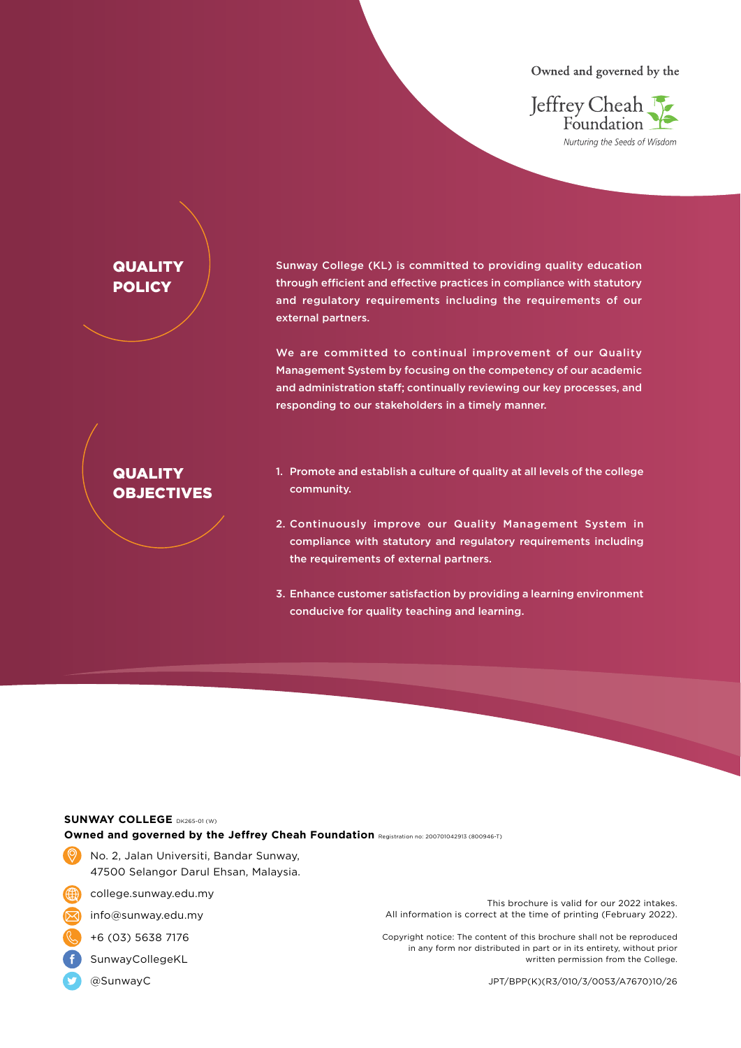Owned and governed by the

Jeffrey Cheah Foundation

*Nurturing the Seeds of Wisdom*

## QUALITY POLICY

Sunway College (KL) is committed to providing quality education through efficient and effective practices in compliance with statutory and regulatory requirements including the requirements of our external partners.

We are committed to continual improvement of our Quality Management System by focusing on the competency of our academic and administration staff; continually reviewing our key processes, and responding to our stakeholders in a timely manner.

## QUALITY OBJECTIVES

1. Promote and establish a culture of quality at all levels of the college community.
2. Continuously improve our Quality Management System in compliance with statutory and regulatory requirements including the requirements of external partners.
3. Enhance customer satisfaction by providing a learning environment conducive for quality teaching and learning.

**SUNWAY COLLEGE** DK265-01 (W)

**Owned and governed by the Jeffrey Cheah Foundation** Registration no: 200701042913 (800946-T)

No. 2, Jalan Universiti, Bandar Sunway,
47500 Selangor Darul Ehsan, Malaysia.

college.sunway.edu.my

info@sunway.edu.my

+6 (03) 5638 7176

SunwayCollegeKL

@SunwayC

This brochure is valid for our 2022 intakes.
All information is correct at the time of printing (February 2022).

Copyright notice: The content of this brochure shall not be reproduced in any form nor distributed in part or in its entirety, without prior written permission from the College.

JPT/BPP(K)(R3/010/3/0053/A7670)10/26